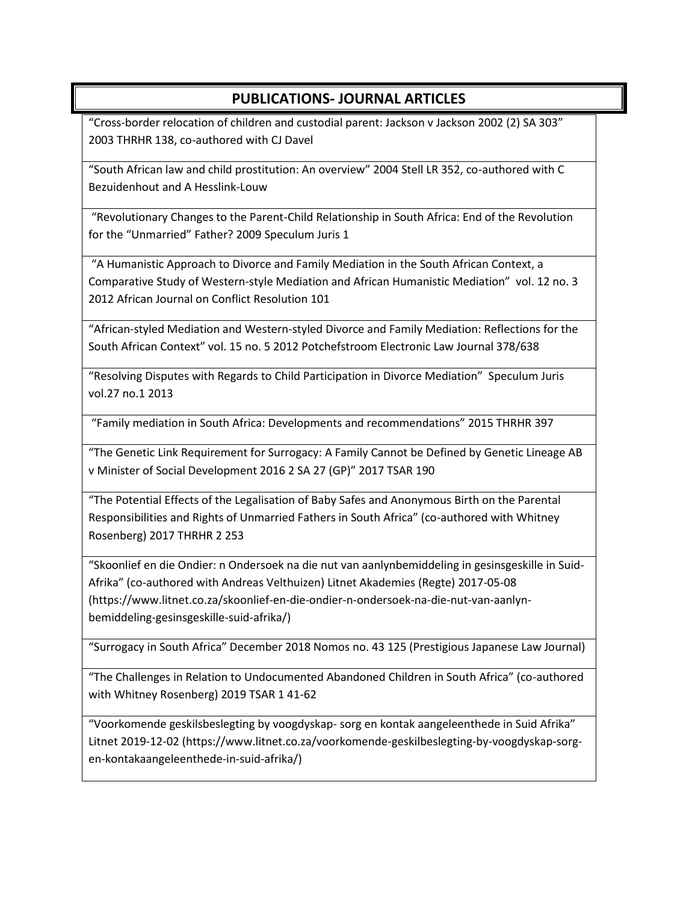# PUBLICATIONS- JOURNAL ARTICLES

| |
|---|
| "Cross-border relocation of children and custodial parent: Jackson v Jackson 2002 (2) SA 303" 2003 THRHR 138, co-authored with CJ Davel |
| "South African law and child prostitution: An overview" 2004 Stell LR 352, co-authored with C Bezuidenhout and A Hesslink-Louw |
| "Revolutionary Changes to the Parent-Child Relationship in South Africa: End of the Revolution for the "Unmarried" Father? 2009 Speculum Juris 1 |
| "A Humanistic Approach to Divorce and Family Mediation in the South African Context, a Comparative Study of Western-style Mediation and African Humanistic Mediation" vol. 12 no. 3 2012 African Journal on Conflict Resolution 101 |
| "African-styled Mediation and Western-styled Divorce and Family Mediation: Reflections for the South African Context" vol. 15 no. 5 2012 Potchefstroom Electronic Law Journal 378/638 |
| "Resolving Disputes with Regards to Child Participation in Divorce Mediation" Speculum Juris vol.27 no.1 2013 |
| "Family mediation in South Africa: Developments and recommendations" 2015 THRHR 397 |
| "The Genetic Link Requirement for Surrogacy: A Family Cannot be Defined by Genetic Lineage AB v Minister of Social Development 2016 2 SA 27 (GP)" 2017 TSAR 190 |
| "The Potential Effects of the Legalisation of Baby Safes and Anonymous Birth on the Parental Responsibilities and Rights of Unmarried Fathers in South Africa" (co-authored with Whitney Rosenberg) 2017 THRHR 2 253 |
| "Skoonlief en die Ondier: n Ondersoek na die nut van aanlynbemiddeling in gesinsgeskille in Suid-Afrika" (co-authored with Andreas Velthuizen) Litnet Akademies (Regte) 2017-05-08 (https://www.litnet.co.za/skoonlief-en-die-ondier-n-ondersoek-na-die-nut-van-aanlyn-bemiddeling-gesinsgeskille-suid-afrika/) |
| "Surrogacy in South Africa" December 2018 Nomos no. 43 125 (Prestigious Japanese Law Journal) |
| "The Challenges in Relation to Undocumented Abandoned Children in South Africa" (co-authored with Whitney Rosenberg) 2019 TSAR 1 41-62 |
| "Voorkomende geskilsbeslegting by voogdyskap- sorg en kontak aangeleenthede in Suid Afrika" Litnet 2019-12-02 (https://www.litnet.co.za/voorkomende-geskilbeslegting-by-voogdyskap-sorg-en-kontakaangeleenthede-in-suid-afrika/) |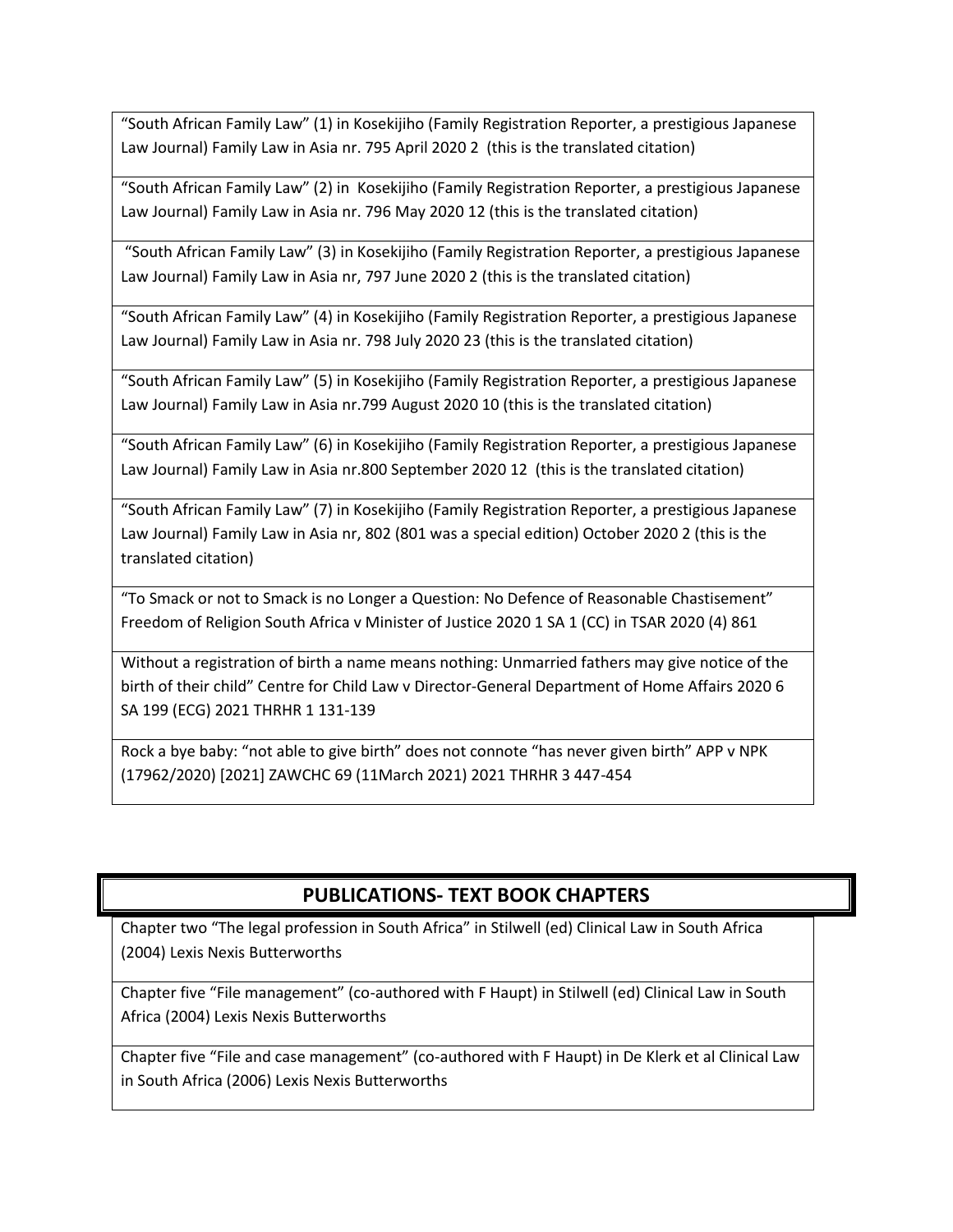“South African Family Law” (1) in Kosekijiho (Family Registration Reporter, a prestigious Japanese Law Journal) Family Law in Asia nr. 795 April 2020 2 (this is the translated citation)

“South African Family Law” (2) in Kosekijiho (Family Registration Reporter, a prestigious Japanese Law Journal) Family Law in Asia nr. 796 May 2020 12 (this is the translated citation)

“South African Family Law” (3) in Kosekijiho (Family Registration Reporter, a prestigious Japanese Law Journal) Family Law in Asia nr, 797 June 2020 2 (this is the translated citation)

“South African Family Law” (4) in Kosekijiho (Family Registration Reporter, a prestigious Japanese Law Journal) Family Law in Asia nr. 798 July 2020 23 (this is the translated citation)

“South African Family Law” (5) in Kosekijiho (Family Registration Reporter, a prestigious Japanese Law Journal) Family Law in Asia nr.799 August 2020 10 (this is the translated citation)

“South African Family Law” (6) in Kosekijiho (Family Registration Reporter, a prestigious Japanese Law Journal) Family Law in Asia nr.800 September 2020 12 (this is the translated citation)

“South African Family Law” (7) in Kosekijiho (Family Registration Reporter, a prestigious Japanese Law Journal) Family Law in Asia nr, 802 (801 was a special edition) October 2020 2 (this is the translated citation)

“To Smack or not to Smack is no Longer a Question: No Defence of Reasonable Chastisement” Freedom of Religion South Africa v Minister of Justice 2020 1 SA 1 (CC) in TSAR 2020 (4) 861

Without a registration of birth a name means nothing: Unmarried fathers may give notice of the birth of their child” Centre for Child Law v Director-General Department of Home Affairs 2020 6 SA 199 (ECG) 2021 THRHR 1 131-139

Rock a bye baby: “not able to give birth” does not connote “has never given birth” APP v NPK (17962/2020) [2021] ZAWCHC 69 (11March 2021) 2021 THRHR 3 447-454

## PUBLICATIONS- TEXT BOOK CHAPTERS

Chapter two “The legal profession in South Africa” in Stilwell (ed) Clinical Law in South Africa (2004) Lexis Nexis Butterworths

Chapter five “File management” (co-authored with F Haupt) in Stilwell (ed) Clinical Law in South Africa (2004) Lexis Nexis Butterworths

Chapter five “File and case management” (co-authored with F Haupt) in De Klerk et al Clinical Law in South Africa (2006) Lexis Nexis Butterworths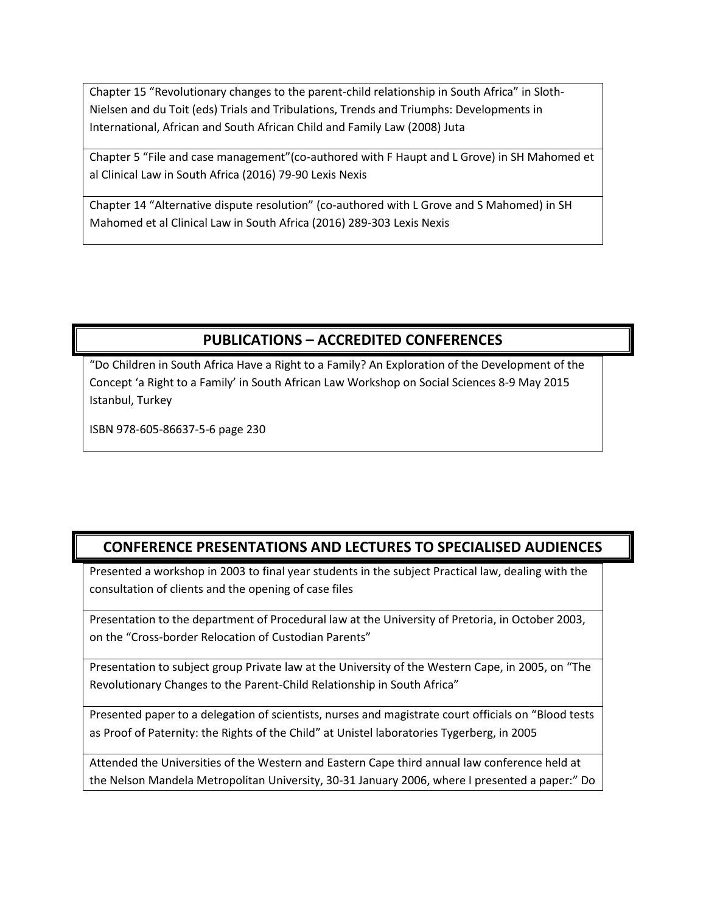Chapter 15 “Revolutionary changes to the parent-child relationship in South Africa” in Sloth-Nielsen and du Toit (eds) Trials and Tribulations, Trends and Triumphs: Developments in International, African and South African Child and Family Law (2008) Juta

Chapter 5 “File and case management”(co-authored with F Haupt and L Grove) in SH Mahomed et al Clinical Law in South Africa (2016) 79-90 Lexis Nexis

Chapter 14 “Alternative dispute resolution” (co-authored with L Grove and S Mahomed) in SH Mahomed et al Clinical Law in South Africa (2016) 289-303 Lexis Nexis

## PUBLICATIONS – ACCREDITED CONFERENCES

“Do Children in South Africa Have a Right to a Family? An Exploration of the Development of the Concept ‘a Right to a Family’ in South African Law Workshop on Social Sciences 8-9 May 2015 Istanbul, Turkey

ISBN 978-605-86637-5-6 page 230

## CONFERENCE PRESENTATIONS AND LECTURES TO SPECIALISED AUDIENCES

Presented a workshop in 2003 to final year students in the subject Practical law, dealing with the consultation of clients and the opening of case files

Presentation to the department of Procedural law at the University of Pretoria, in October 2003, on the “Cross-border Relocation of Custodian Parents”

Presentation to subject group Private law at the University of the Western Cape, in 2005, on “The Revolutionary Changes to the Parent-Child Relationship in South Africa”

Presented paper to a delegation of scientists, nurses and magistrate court officials on “Blood tests as Proof of Paternity: the Rights of the Child” at Unistel laboratories Tygerberg, in 2005

Attended the Universities of the Western and Eastern Cape third annual law conference held at the Nelson Mandela Metropolitan University, 30-31 January 2006, where I presented a paper:” Do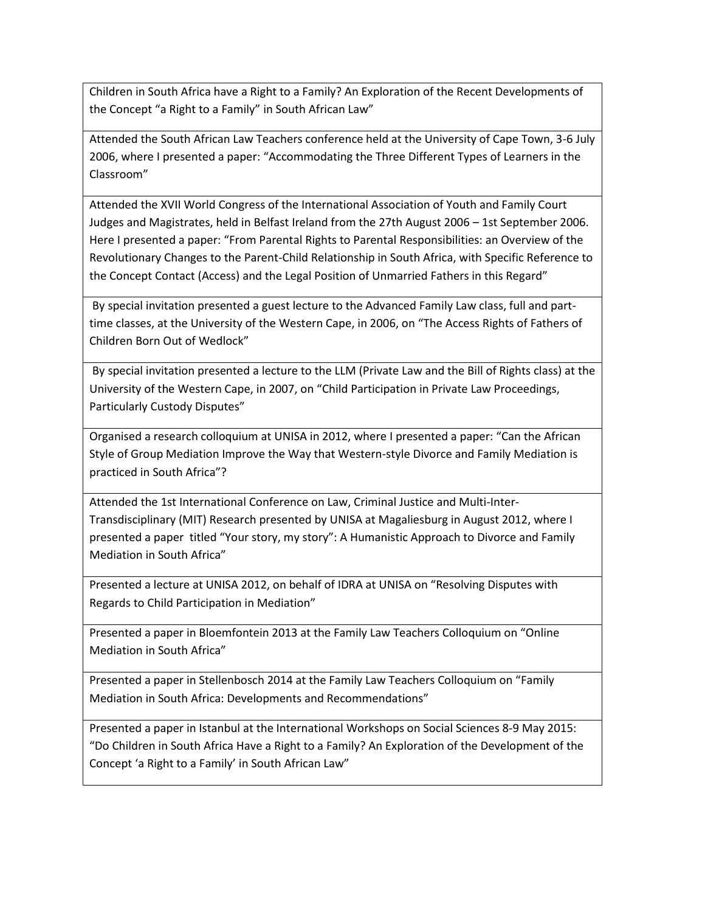| |
|---|
| Children in South Africa have a Right to a Family? An Exploration of the Recent Developments of the Concept "a Right to a Family" in South African Law" |
| Attended the South African Law Teachers conference held at the University of Cape Town, 3-6 July 2006, where I presented a paper: "Accommodating the Three Different Types of Learners in the Classroom" |
| Attended the XVII World Congress of the International Association of Youth and Family Court Judges and Magistrates, held in Belfast Ireland from the 27th August 2006 – 1st September 2006. Here I presented a paper: "From Parental Rights to Parental Responsibilities: an Overview of the Revolutionary Changes to the Parent-Child Relationship in South Africa, with Specific Reference to the Concept Contact (Access) and the Legal Position of Unmarried Fathers in this Regard" |
| By special invitation presented a guest lecture to the Advanced Family Law class, full and part-time classes, at the University of the Western Cape, in 2006, on "The Access Rights of Fathers of Children Born Out of Wedlock" |
| By special invitation presented a lecture to the LLM (Private Law and the Bill of Rights class) at the University of the Western Cape, in 2007, on "Child Participation in Private Law Proceedings, Particularly Custody Disputes" |
| Organised a research colloquium at UNISA in 2012, where I presented a paper: "Can the African Style of Group Mediation Improve the Way that Western-style Divorce and Family Mediation is practiced in South Africa"? |
| Attended the 1st International Conference on Law, Criminal Justice and Multi-Inter-Transdisciplinary (MIT) Research presented by UNISA at Magaliesburg in August 2012, where I presented a paper titled "Your story, my story": A Humanistic Approach to Divorce and Family Mediation in South Africa" |
| Presented a lecture at UNISA 2012, on behalf of IDRA at UNISA on "Resolving Disputes with Regards to Child Participation in Mediation" |
| Presented a paper in Bloemfontein 2013 at the Family Law Teachers Colloquium on "Online Mediation in South Africa" |
| Presented a paper in Stellenbosch 2014 at the Family Law Teachers Colloquium on "Family Mediation in South Africa: Developments and Recommendations" |
| Presented a paper in Istanbul at the International Workshops on Social Sciences 8-9 May 2015: "Do Children in South Africa Have a Right to a Family? An Exploration of the Development of the Concept 'a Right to a Family' in South African Law" |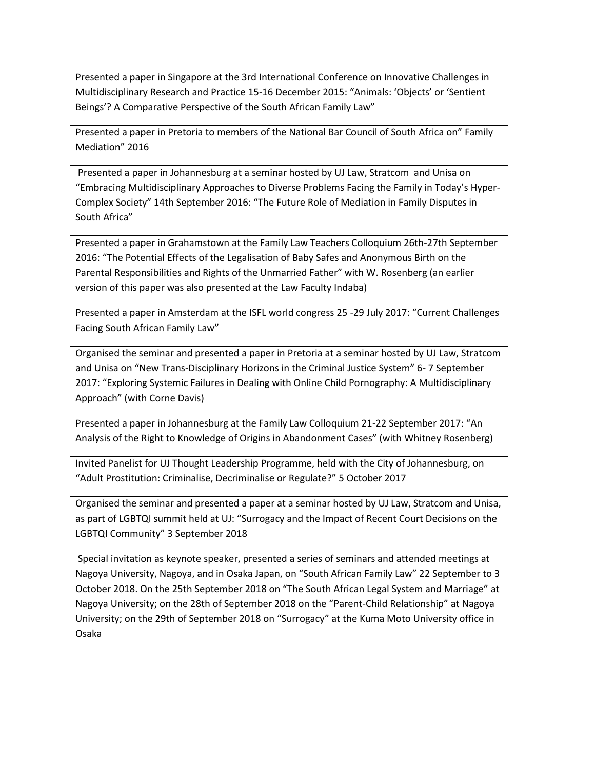| |
|---|
| Presented a paper in Singapore at the 3rd International Conference on Innovative Challenges in Multidisciplinary Research and Practice 15-16 December 2015: “Animals: ‘Objects’ or ‘Sentient Beings’? A Comparative Perspective of the South African Family Law” |
| Presented a paper in Pretoria to members of the National Bar Council of South Africa on” Family Mediation” 2016 |
| Presented a paper in Johannesburg at a seminar hosted by UJ Law, Stratcom and Unisa on “Embracing Multidisciplinary Approaches to Diverse Problems Facing the Family in Today’s Hyper-Complex Society” 14th September 2016: “The Future Role of Mediation in Family Disputes in South Africa” |
| Presented a paper in Grahamstown at the Family Law Teachers Colloquium 26th-27th September 2016: “The Potential Effects of the Legalisation of Baby Safes and Anonymous Birth on the Parental Responsibilities and Rights of the Unmarried Father” with W. Rosenberg (an earlier version of this paper was also presented at the Law Faculty Indaba) |
| Presented a paper in Amsterdam at the ISFL world congress 25 -29 July 2017: “Current Challenges Facing South African Family Law” |
| Organised the seminar and presented a paper in Pretoria at a seminar hosted by UJ Law, Stratcom and Unisa on “New Trans-Disciplinary Horizons in the Criminal Justice System” 6- 7 September 2017: “Exploring Systemic Failures in Dealing with Online Child Pornography: A Multidisciplinary Approach” (with Corne Davis) |
| Presented a paper in Johannesburg at the Family Law Colloquium 21-22 September 2017: “An Analysis of the Right to Knowledge of Origins in Abandonment Cases” (with Whitney Rosenberg) |
| Invited Panelist for UJ Thought Leadership Programme, held with the City of Johannesburg, on “Adult Prostitution: Criminalise, Decriminalise or Regulate?” 5 October 2017 |
| Organised the seminar and presented a paper at a seminar hosted by UJ Law, Stratcom and Unisa, as part of LGBTQI summit held at UJ: “Surrogacy and the Impact of Recent Court Decisions on the LGBTQI Community” 3 September 2018 |
| Special invitation as keynote speaker, presented a series of seminars and attended meetings at Nagoya University, Nagoya, and in Osaka Japan, on “South African Family Law” 22 September to 3 October 2018. On the 25th September 2018 on “The South African Legal System and Marriage” at Nagoya University; on the 28th of September 2018 on the “Parent-Child Relationship” at Nagoya University; on the 29th of September 2018 on “Surrogacy” at the Kuma Moto University office in Osaka |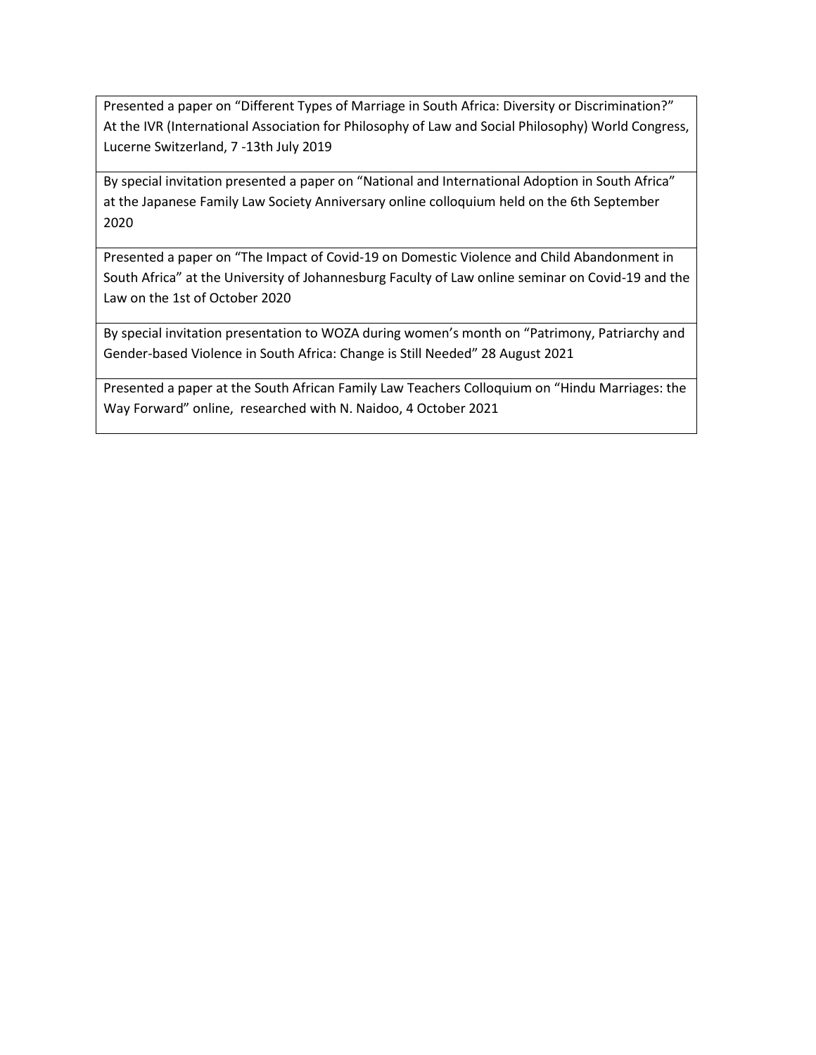| |
|---|
| Presented a paper on "Different Types of Marriage in South Africa: Diversity or Discrimination?" At the IVR (International Association for Philosophy of Law and Social Philosophy) World Congress, Lucerne Switzerland, 7 -13th July 2019 |
| By special invitation presented a paper on "National and International Adoption in South Africa" at the Japanese Family Law Society Anniversary online colloquium held on the 6th September 2020 |
| Presented a paper on "The Impact of Covid-19 on Domestic Violence and Child Abandonment in South Africa" at the University of Johannesburg Faculty of Law online seminar on Covid-19 and the Law on the 1st of October 2020 |
| By special invitation presentation to WOZA during women's month on "Patrimony, Patriarchy and Gender-based Violence in South Africa: Change is Still Needed" 28 August 2021 |
| Presented a paper at the South African Family Law Teachers Colloquium on "Hindu Marriages: the Way Forward" online, researched with N. Naidoo, 4 October 2021 |